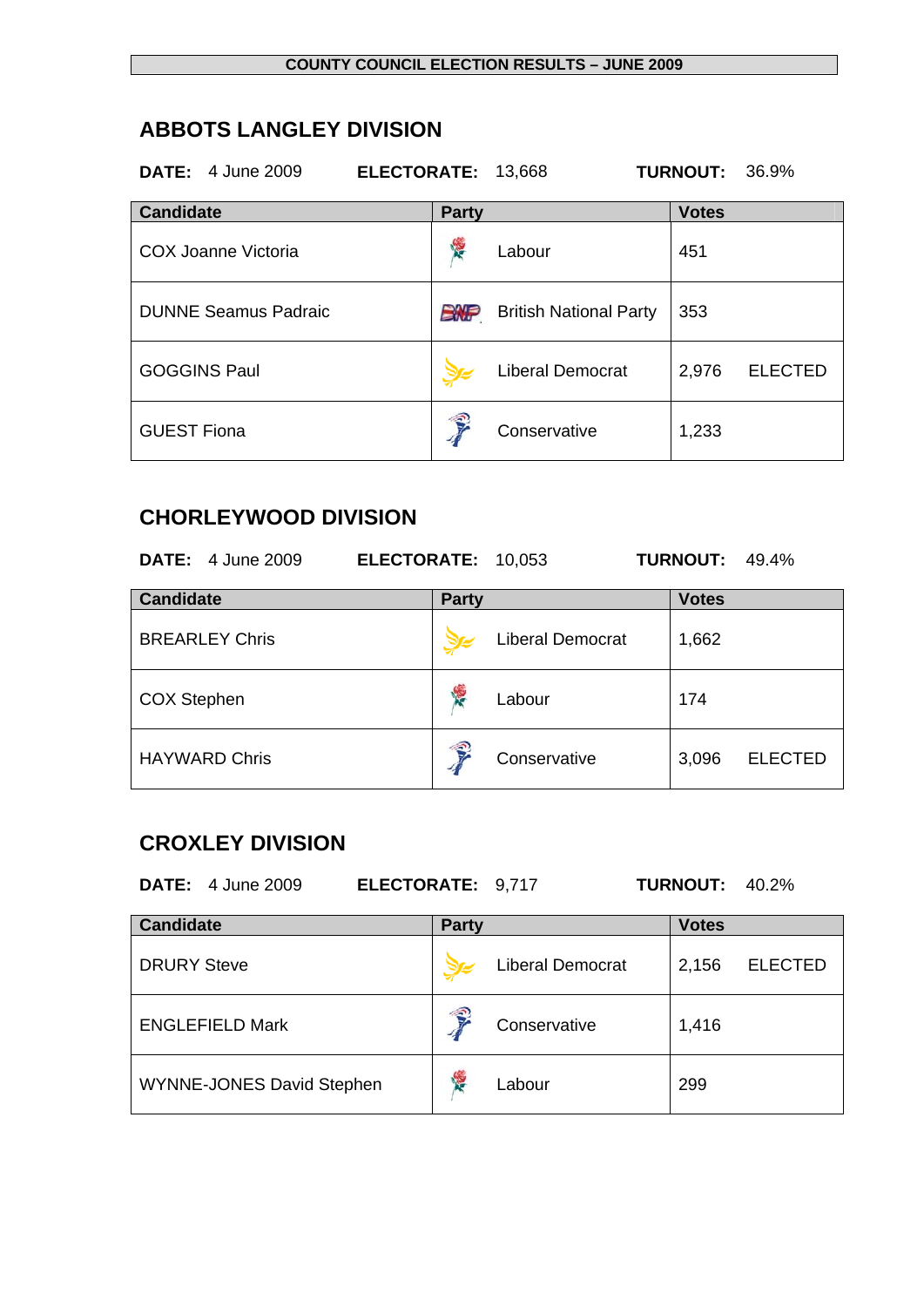**COUNTY COUNCIL ELECTION RESULTS – JUNE 2009**

## ABBOTS LANGLEY DIVISION

**DATE:** 4 June 2009 **ELECTORATE:** 13,668 **TURNOUT:** 36.9%

| Candidate | Party | Votes |
|---|---|---|
| COX Joanne Victoria | Labour | 451 |
| DUNNE Seamus Padraic | British National Party | 353 |
| GOGGINS Paul | Liberal Democrat | 2,976 ELECTED |
| GUEST Fiona | Conservative | 1,233 |

## CHORLEYWOOD DIVISION

**DATE:** 4 June 2009 **ELECTORATE:** 10,053 **TURNOUT:** 49.4%

| Candidate | Party | Votes |
|---|---|---|
| BREARLEY Chris | Liberal Democrat | 1,662 |
| COX Stephen | Labour | 174 |
| HAYWARD Chris | Conservative | 3,096 ELECTED |

## CROXLEY DIVISION

**DATE:** 4 June 2009 **ELECTORATE:** 9,717 **TURNOUT:** 40.2%

| Candidate | Party | Votes |
|---|---|---|
| DRURY Steve | Liberal Democrat | 2,156 ELECTED |
| ENGLEFIELD Mark | Conservative | 1,416 |
| WYNNE-JONES David Stephen | Labour | 299 |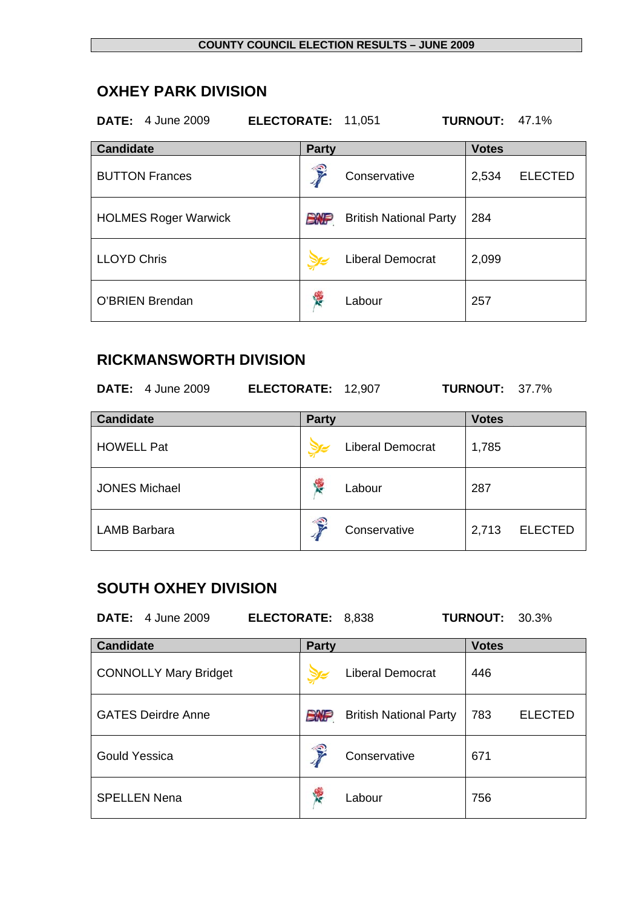**COUNTY COUNCIL ELECTION RESULTS – JUNE 2009**

## OXHEY PARK DIVISION

**DATE:** 4 June 2009 **ELECTORATE:** 11,051 **TURNOUT:** 47.1%

| Candidate | Party | Votes |
| --- | --- | --- |
| BUTTON Frances | Conservative | 2,534 ELECTED |
| HOLMES Roger Warwick | British National Party | 284 |
| LLOYD Chris | Liberal Democrat | 2,099 |
| O'BRIEN Brendan | Labour | 257 |

## RICKMANSWORTH DIVISION

**DATE:** 4 June 2009 **ELECTORATE:** 12,907 **TURNOUT:** 37.7%

| Candidate | Party | Votes |
| --- | --- | --- |
| HOWELL Pat | Liberal Democrat | 1,785 |
| JONES Michael | Labour | 287 |
| LAMB Barbara | Conservative | 2,713 ELECTED |

## SOUTH OXHEY DIVISION

**DATE:** 4 June 2009 **ELECTORATE:** 8,838 **TURNOUT:** 30.3%

| Candidate | Party | Votes |
| --- | --- | --- |
| CONNOLLY Mary Bridget | Liberal Democrat | 446 |
| GATES Deirdre Anne | British National Party | 783 ELECTED |
| Gould Yessica | Conservative | 671 |
| SPELLEN Nena | Labour | 756 |